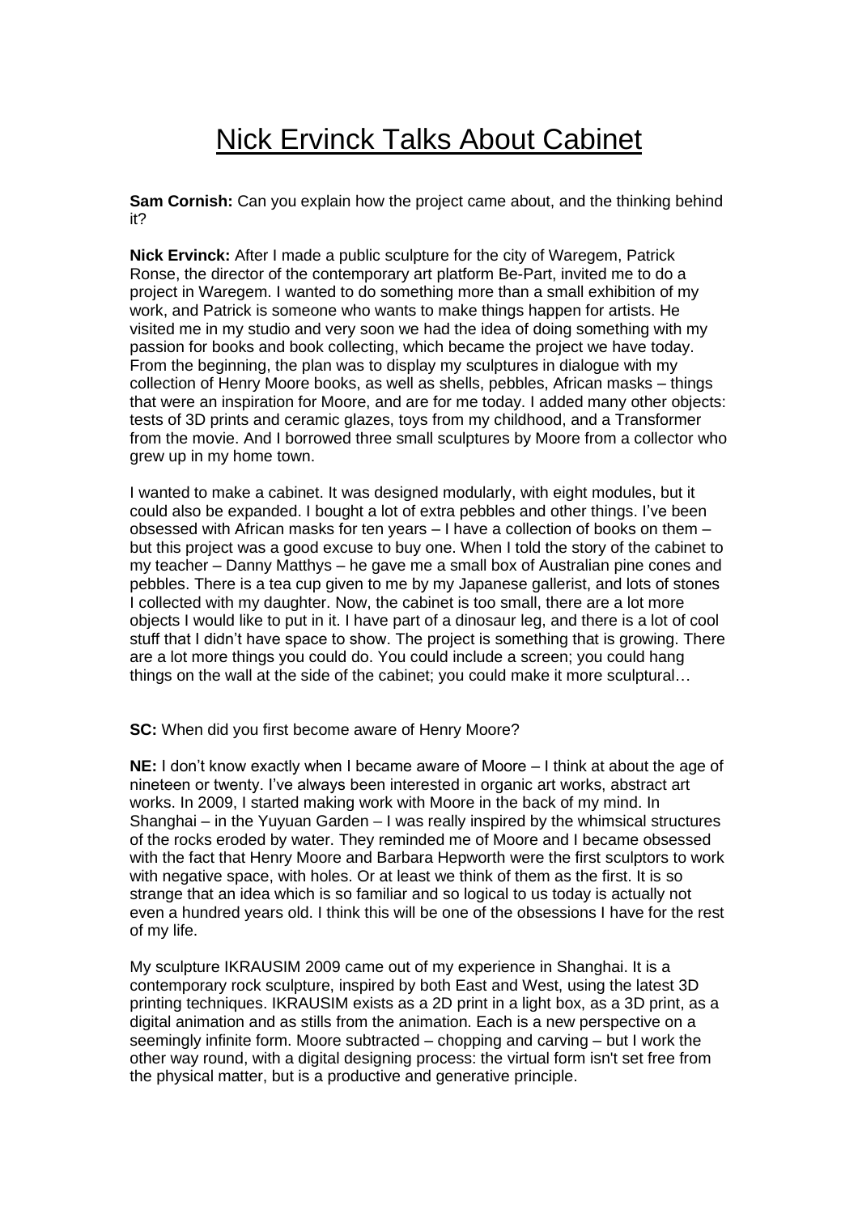# Nick Ervinck Talks About Cabinet

**Sam Cornish:** Can you explain how the project came about, and the thinking behind it?

**Nick Ervinck:** After I made a public sculpture for the city of Waregem, Patrick Ronse, the director of the contemporary art platform Be-Part, invited me to do a project in Waregem. I wanted to do something more than a small exhibition of my work, and Patrick is someone who wants to make things happen for artists. He visited me in my studio and very soon we had the idea of doing something with my passion for books and book collecting, which became the project we have today. From the beginning, the plan was to display my sculptures in dialogue with my collection of Henry Moore books, as well as shells, pebbles, African masks – things that were an inspiration for Moore, and are for me today. I added many other objects: tests of 3D prints and ceramic glazes, toys from my childhood, and a Transformer from the movie. And I borrowed three small sculptures by Moore from a collector who grew up in my home town.

I wanted to make a cabinet. It was designed modularly, with eight modules, but it could also be expanded. I bought a lot of extra pebbles and other things. I've been obsessed with African masks for ten years – I have a collection of books on them – but this project was a good excuse to buy one. When I told the story of the cabinet to my teacher – Danny Matthys – he gave me a small box of Australian pine cones and pebbles. There is a tea cup given to me by my Japanese gallerist, and lots of stones I collected with my daughter. Now, the cabinet is too small, there are a lot more objects I would like to put in it. I have part of a dinosaur leg, and there is a lot of cool stuff that I didn't have space to show. The project is something that is growing. There are a lot more things you could do. You could include a screen; you could hang things on the wall at the side of the cabinet; you could make it more sculptural…

**SC:** When did you first become aware of Henry Moore?

**NE:** I don't know exactly when I became aware of Moore – I think at about the age of nineteen or twenty. I've always been interested in organic art works, abstract art works. In 2009, I started making work with Moore in the back of my mind. In Shanghai – in the Yuyuan Garden – I was really inspired by the whimsical structures of the rocks eroded by water. They reminded me of Moore and I became obsessed with the fact that Henry Moore and Barbara Hepworth were the first sculptors to work with negative space, with holes. Or at least we think of them as the first. It is so strange that an idea which is so familiar and so logical to us today is actually not even a hundred years old. I think this will be one of the obsessions I have for the rest of my life.

My sculpture IKRAUSIM 2009 came out of my experience in Shanghai. It is a contemporary rock sculpture, inspired by both East and West, using the latest 3D printing techniques. IKRAUSIM exists as a 2D print in a light box, as a 3D print, as a digital animation and as stills from the animation. Each is a new perspective on a seemingly infinite form. Moore subtracted – chopping and carving – but I work the other way round, with a digital designing process: the virtual form isn't set free from the physical matter, but is a productive and generative principle.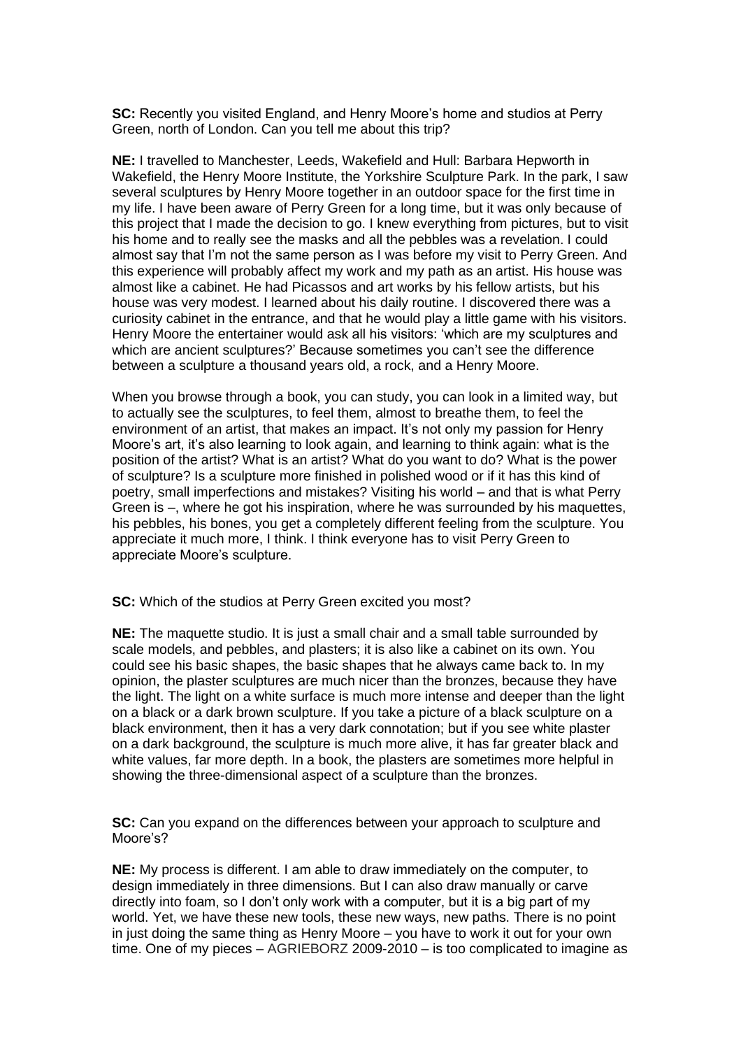**SC:** Recently you visited England, and Henry Moore's home and studios at Perry Green, north of London. Can you tell me about this trip?

**NE:** I travelled to Manchester, Leeds, Wakefield and Hull: Barbara Hepworth in Wakefield, the Henry Moore Institute, the Yorkshire Sculpture Park. In the park, I saw several sculptures by Henry Moore together in an outdoor space for the first time in my life. I have been aware of Perry Green for a long time, but it was only because of this project that I made the decision to go. I knew everything from pictures, but to visit his home and to really see the masks and all the pebbles was a revelation. I could almost say that I'm not the same person as I was before my visit to Perry Green. And this experience will probably affect my work and my path as an artist. His house was almost like a cabinet. He had Picassos and art works by his fellow artists, but his house was very modest. I learned about his daily routine. I discovered there was a curiosity cabinet in the entrance, and that he would play a little game with his visitors. Henry Moore the entertainer would ask all his visitors: 'which are my sculptures and which are ancient sculptures?' Because sometimes you can't see the difference between a sculpture a thousand years old, a rock, and a Henry Moore.

When you browse through a book, you can study, you can look in a limited way, but to actually see the sculptures, to feel them, almost to breathe them, to feel the environment of an artist, that makes an impact. It's not only my passion for Henry Moore's art, it's also learning to look again, and learning to think again: what is the position of the artist? What is an artist? What do you want to do? What is the power of sculpture? Is a sculpture more finished in polished wood or if it has this kind of poetry, small imperfections and mistakes? Visiting his world – and that is what Perry Green is –, where he got his inspiration, where he was surrounded by his maquettes, his pebbles, his bones, you get a completely different feeling from the sculpture. You appreciate it much more, I think. I think everyone has to visit Perry Green to appreciate Moore's sculpture.

**SC:** Which of the studios at Perry Green excited you most?

**NE:** The maquette studio. It is just a small chair and a small table surrounded by scale models, and pebbles, and plasters; it is also like a cabinet on its own. You could see his basic shapes, the basic shapes that he always came back to. In my opinion, the plaster sculptures are much nicer than the bronzes, because they have the light. The light on a white surface is much more intense and deeper than the light on a black or a dark brown sculpture. If you take a picture of a black sculpture on a black environment, then it has a very dark connotation; but if you see white plaster on a dark background, the sculpture is much more alive, it has far greater black and white values, far more depth. In a book, the plasters are sometimes more helpful in showing the three-dimensional aspect of a sculpture than the bronzes.

**SC:** Can you expand on the differences between your approach to sculpture and Moore's?

**NE:** My process is different. I am able to draw immediately on the computer, to design immediately in three dimensions. But I can also draw manually or carve directly into foam, so I don't only work with a computer, but it is a big part of my world. Yet, we have these new tools, these new ways, new paths. There is no point in just doing the same thing as Henry Moore – you have to work it out for your own time. One of my pieces – AGRIEBORZ 2009-2010 – is too complicated to imagine as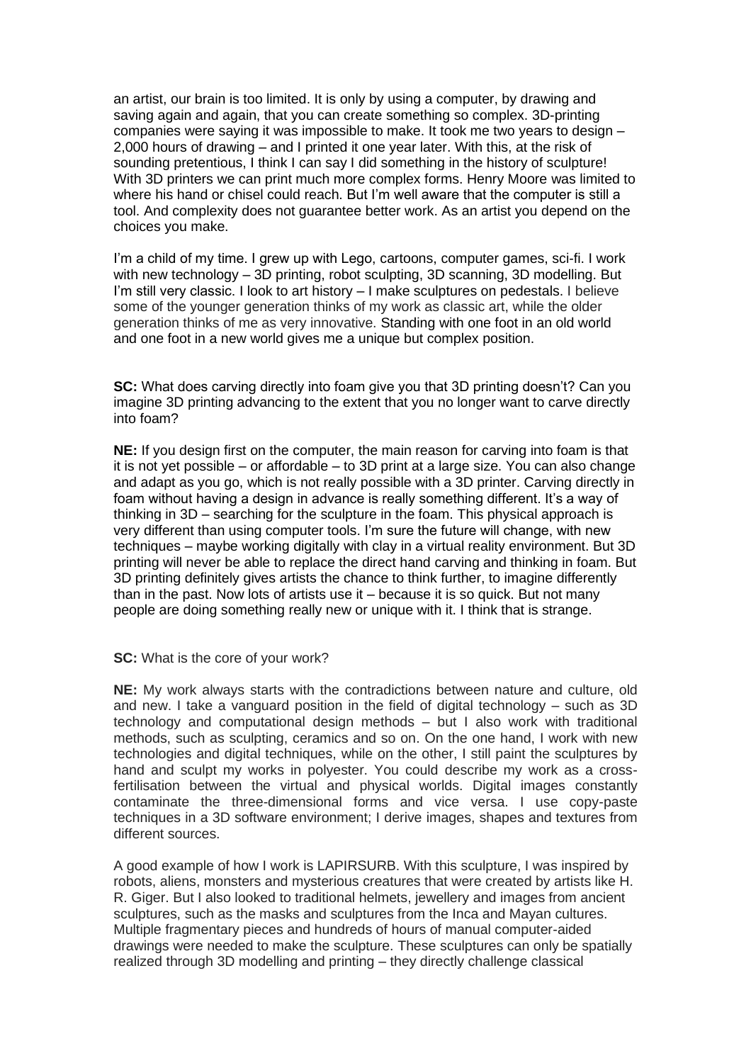an artist, our brain is too limited. It is only by using a computer, by drawing and saving again and again, that you can create something so complex. 3D-printing companies were saying it was impossible to make. It took me two years to design – 2,000 hours of drawing – and I printed it one year later. With this, at the risk of sounding pretentious, I think I can say I did something in the history of sculpture! With 3D printers we can print much more complex forms. Henry Moore was limited to where his hand or chisel could reach. But I'm well aware that the computer is still a tool. And complexity does not guarantee better work. As an artist you depend on the choices you make.

I'm a child of my time. I grew up with Lego, cartoons, computer games, sci-fi. I work with new technology – 3D printing, robot sculpting, 3D scanning, 3D modelling. But I'm still very classic. I look to art history – I make sculptures on pedestals. I believe some of the younger generation thinks of my work as classic art, while the older generation thinks of me as very innovative. Standing with one foot in an old world and one foot in a new world gives me a unique but complex position.

**SC:** What does carving directly into foam give you that 3D printing doesn't? Can you imagine 3D printing advancing to the extent that you no longer want to carve directly into foam?

**NE:** If you design first on the computer, the main reason for carving into foam is that it is not yet possible – or affordable – to 3D print at a large size. You can also change and adapt as you go, which is not really possible with a 3D printer. Carving directly in foam without having a design in advance is really something different. It's a way of thinking in 3D – searching for the sculpture in the foam. This physical approach is very different than using computer tools. I'm sure the future will change, with new techniques – maybe working digitally with clay in a virtual reality environment. But 3D printing will never be able to replace the direct hand carving and thinking in foam. But 3D printing definitely gives artists the chance to think further, to imagine differently than in the past. Now lots of artists use it – because it is so quick. But not many people are doing something really new or unique with it. I think that is strange.

**SC:** What is the core of your work?

**NE:** My work always starts with the contradictions between nature and culture, old and new. I take a vanguard position in the field of digital technology – such as 3D technology and computational design methods – but I also work with traditional methods, such as sculpting, ceramics and so on. On the one hand, I work with new technologies and digital techniques, while on the other, I still paint the sculptures by hand and sculpt my works in polyester. You could describe my work as a cross-fertilisation between the virtual and physical worlds. Digital images constantly contaminate the three-dimensional forms and vice versa. I use copy-paste techniques in a 3D software environment; I derive images, shapes and textures from different sources.

A good example of how I work is LAPIRSURB. With this sculpture, I was inspired by robots, aliens, monsters and mysterious creatures that were created by artists like H. R. Giger. But I also looked to traditional helmets, jewellery and images from ancient sculptures, such as the masks and sculptures from the Inca and Mayan cultures. Multiple fragmentary pieces and hundreds of hours of manual computer-aided drawings were needed to make the sculpture. These sculptures can only be spatially realized through 3D modelling and printing – they directly challenge classical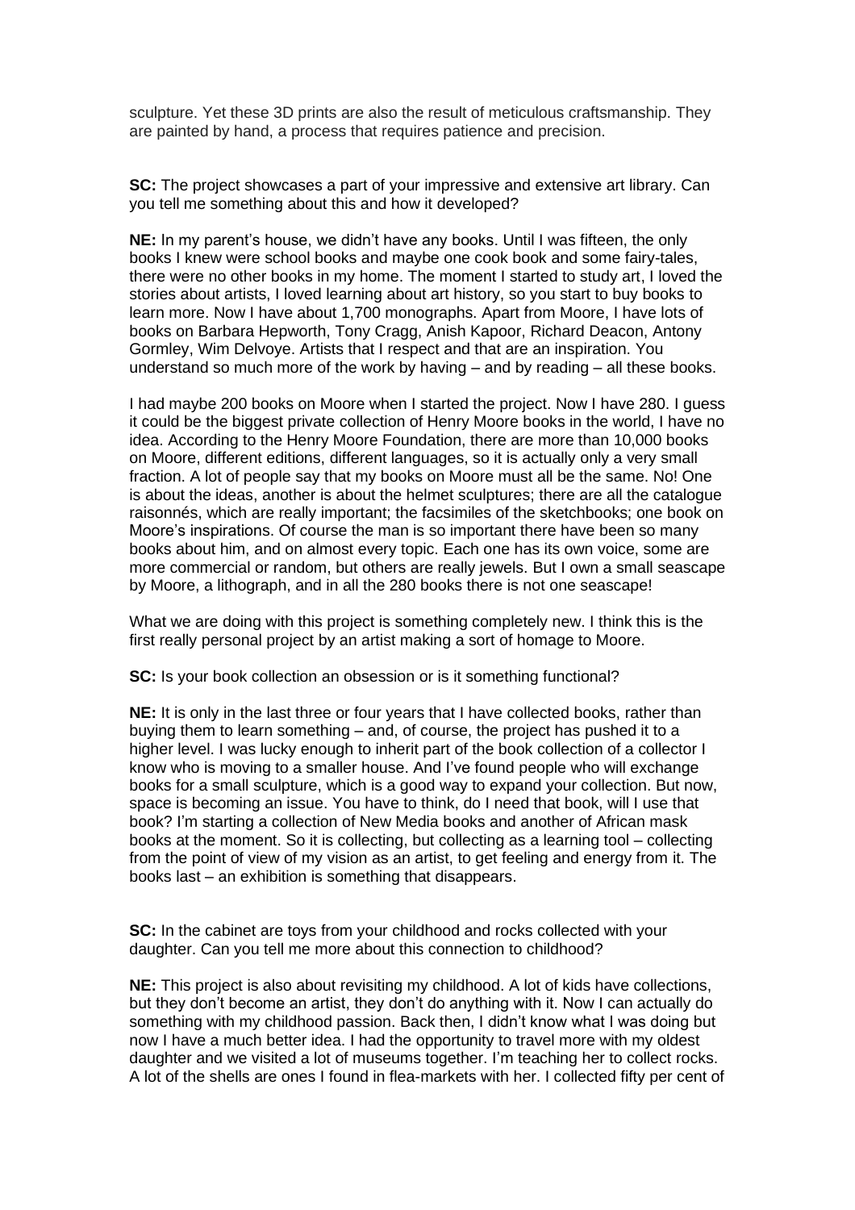sculpture. Yet these 3D prints are also the result of meticulous craftsmanship. They are painted by hand, a process that requires patience and precision.

**SC:** The project showcases a part of your impressive and extensive art library. Can you tell me something about this and how it developed?

**NE:** In my parent's house, we didn't have any books. Until I was fifteen, the only books I knew were school books and maybe one cook book and some fairy-tales, there were no other books in my home. The moment I started to study art, I loved the stories about artists, I loved learning about art history, so you start to buy books to learn more. Now I have about 1,700 monographs. Apart from Moore, I have lots of books on Barbara Hepworth, Tony Cragg, Anish Kapoor, Richard Deacon, Antony Gormley, Wim Delvoye. Artists that I respect and that are an inspiration. You understand so much more of the work by having – and by reading – all these books.

I had maybe 200 books on Moore when I started the project. Now I have 280. I guess it could be the biggest private collection of Henry Moore books in the world, I have no idea. According to the Henry Moore Foundation, there are more than 10,000 books on Moore, different editions, different languages, so it is actually only a very small fraction. A lot of people say that my books on Moore must all be the same. No! One is about the ideas, another is about the helmet sculptures; there are all the catalogue raisonnés, which are really important; the facsimiles of the sketchbooks; one book on Moore's inspirations. Of course the man is so important there have been so many books about him, and on almost every topic. Each one has its own voice, some are more commercial or random, but others are really jewels. But I own a small seascape by Moore, a lithograph, and in all the 280 books there is not one seascape!

What we are doing with this project is something completely new. I think this is the first really personal project by an artist making a sort of homage to Moore.

**SC:** Is your book collection an obsession or is it something functional?

**NE:** It is only in the last three or four years that I have collected books, rather than buying them to learn something – and, of course, the project has pushed it to a higher level. I was lucky enough to inherit part of the book collection of a collector I know who is moving to a smaller house. And I've found people who will exchange books for a small sculpture, which is a good way to expand your collection. But now, space is becoming an issue. You have to think, do I need that book, will I use that book? I'm starting a collection of New Media books and another of African mask books at the moment. So it is collecting, but collecting as a learning tool – collecting from the point of view of my vision as an artist, to get feeling and energy from it. The books last – an exhibition is something that disappears.

**SC:** In the cabinet are toys from your childhood and rocks collected with your daughter. Can you tell me more about this connection to childhood?

**NE:** This project is also about revisiting my childhood. A lot of kids have collections, but they don't become an artist, they don't do anything with it. Now I can actually do something with my childhood passion. Back then, I didn't know what I was doing but now I have a much better idea. I had the opportunity to travel more with my oldest daughter and we visited a lot of museums together. I'm teaching her to collect rocks. A lot of the shells are ones I found in flea-markets with her. I collected fifty per cent of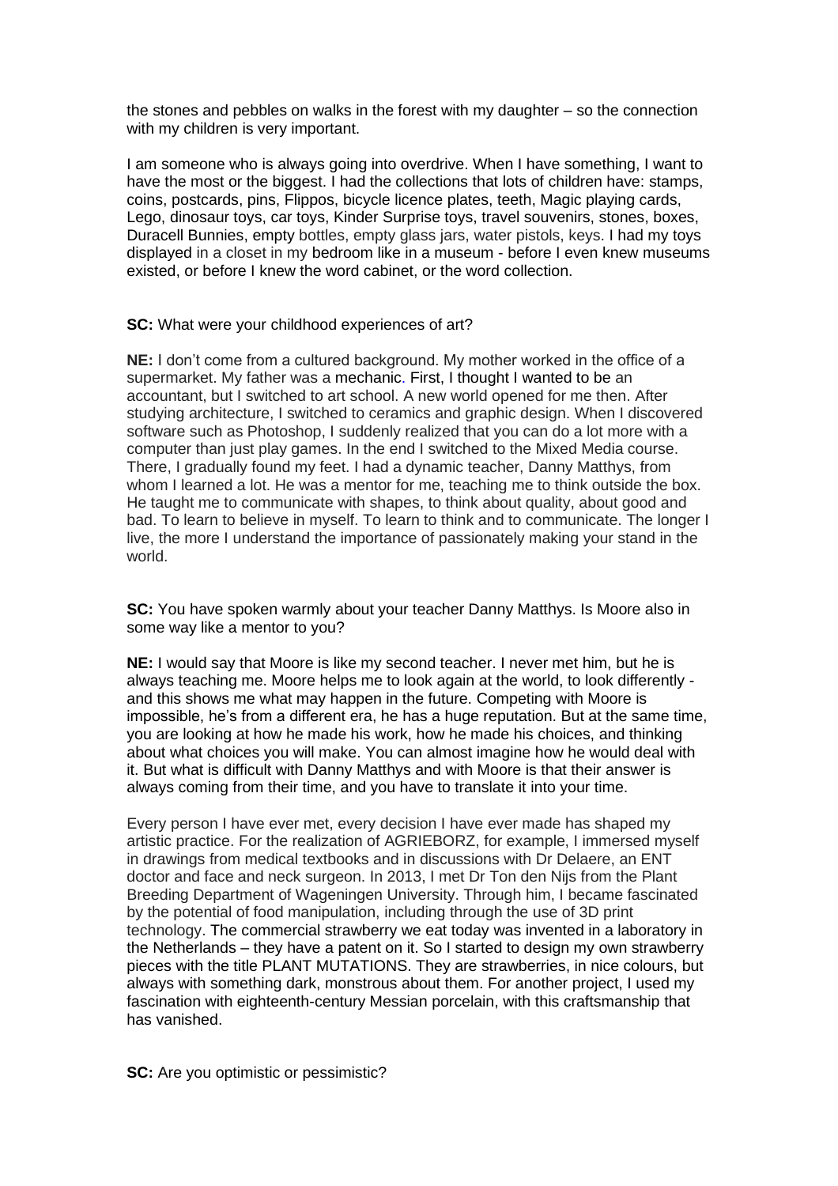the stones and pebbles on walks in the forest with my daughter – so the connection with my children is very important.

I am someone who is always going into overdrive. When I have something, I want to have the most or the biggest. I had the collections that lots of children have: stamps, coins, postcards, pins, Flippos, bicycle licence plates, teeth, Magic playing cards, Lego, dinosaur toys, car toys, Kinder Surprise toys, travel souvenirs, stones, boxes, Duracell Bunnies, empty bottles, empty glass jars, water pistols, keys. I had my toys displayed in a closet in my bedroom like in a museum - before I even knew museums existed, or before I knew the word cabinet, or the word collection.

**SC:** What were your childhood experiences of art?

**NE:** I don't come from a cultured background. My mother worked in the office of a supermarket. My father was a mechanic. First, I thought I wanted to be an accountant, but I switched to art school. A new world opened for me then. After studying architecture, I switched to ceramics and graphic design. When I discovered software such as Photoshop, I suddenly realized that you can do a lot more with a computer than just play games. In the end I switched to the Mixed Media course. There, I gradually found my feet. I had a dynamic teacher, Danny Matthys, from whom I learned a lot. He was a mentor for me, teaching me to think outside the box. He taught me to communicate with shapes, to think about quality, about good and bad. To learn to believe in myself. To learn to think and to communicate. The longer I live, the more I understand the importance of passionately making your stand in the world.

**SC:** You have spoken warmly about your teacher Danny Matthys. Is Moore also in some way like a mentor to you?

**NE:** I would say that Moore is like my second teacher. I never met him, but he is always teaching me. Moore helps me to look again at the world, to look differently - and this shows me what may happen in the future. Competing with Moore is impossible, he's from a different era, he has a huge reputation. But at the same time, you are looking at how he made his work, how he made his choices, and thinking about what choices you will make. You can almost imagine how he would deal with it. But what is difficult with Danny Matthys and with Moore is that their answer is always coming from their time, and you have to translate it into your time.

Every person I have ever met, every decision I have ever made has shaped my artistic practice. For the realization of AGRIEBORZ, for example, I immersed myself in drawings from medical textbooks and in discussions with Dr Delaere, an ENT doctor and face and neck surgeon. In 2013, I met Dr Ton den Nijs from the Plant Breeding Department of Wageningen University. Through him, I became fascinated by the potential of food manipulation, including through the use of 3D print technology. The commercial strawberry we eat today was invented in a laboratory in the Netherlands – they have a patent on it. So I started to design my own strawberry pieces with the title PLANT MUTATIONS. They are strawberries, in nice colours, but always with something dark, monstrous about them. For another project, I used my fascination with eighteenth-century Messian porcelain, with this craftsmanship that has vanished.

**SC:** Are you optimistic or pessimistic?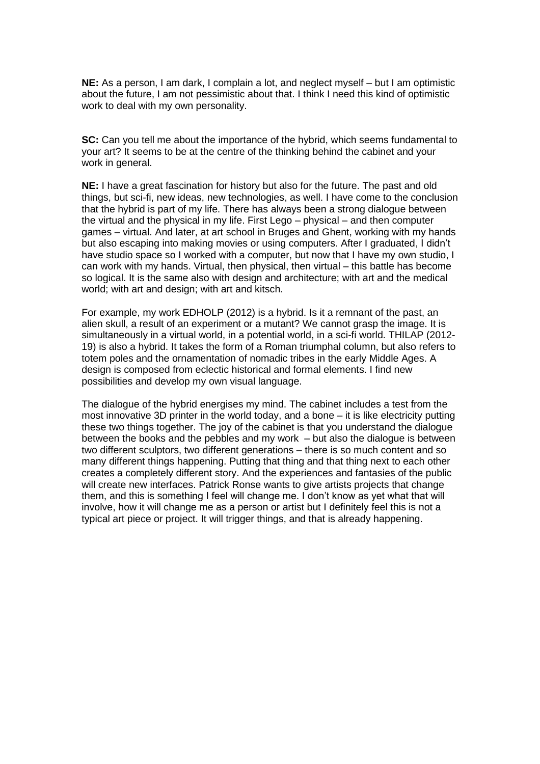**NE:** As a person, I am dark, I complain a lot, and neglect myself – but I am optimistic about the future, I am not pessimistic about that. I think I need this kind of optimistic work to deal with my own personality.

**SC:** Can you tell me about the importance of the hybrid, which seems fundamental to your art? It seems to be at the centre of the thinking behind the cabinet and your work in general.

**NE:** I have a great fascination for history but also for the future. The past and old things, but sci-fi, new ideas, new technologies, as well. I have come to the conclusion that the hybrid is part of my life. There has always been a strong dialogue between the virtual and the physical in my life. First Lego – physical – and then computer games – virtual. And later, at art school in Bruges and Ghent, working with my hands but also escaping into making movies or using computers. After I graduated, I didn't have studio space so I worked with a computer, but now that I have my own studio, I can work with my hands. Virtual, then physical, then virtual – this battle has become so logical. It is the same also with design and architecture; with art and the medical world; with art and design; with art and kitsch.

For example, my work EDHOLP (2012) is a hybrid. Is it a remnant of the past, an alien skull, a result of an experiment or a mutant? We cannot grasp the image. It is simultaneously in a virtual world, in a potential world, in a sci-fi world. THILAP (2012-19) is also a hybrid. It takes the form of a Roman triumphal column, but also refers to totem poles and the ornamentation of nomadic tribes in the early Middle Ages. A design is composed from eclectic historical and formal elements. I find new possibilities and develop my own visual language.

The dialogue of the hybrid energises my mind. The cabinet includes a test from the most innovative 3D printer in the world today, and a bone – it is like electricity putting these two things together. The joy of the cabinet is that you understand the dialogue between the books and the pebbles and my work – but also the dialogue is between two different sculptors, two different generations – there is so much content and so many different things happening. Putting that thing and that thing next to each other creates a completely different story. And the experiences and fantasies of the public will create new interfaces. Patrick Ronse wants to give artists projects that change them, and this is something I feel will change me. I don't know as yet what that will involve, how it will change me as a person or artist but I definitely feel this is not a typical art piece or project. It will trigger things, and that is already happening.